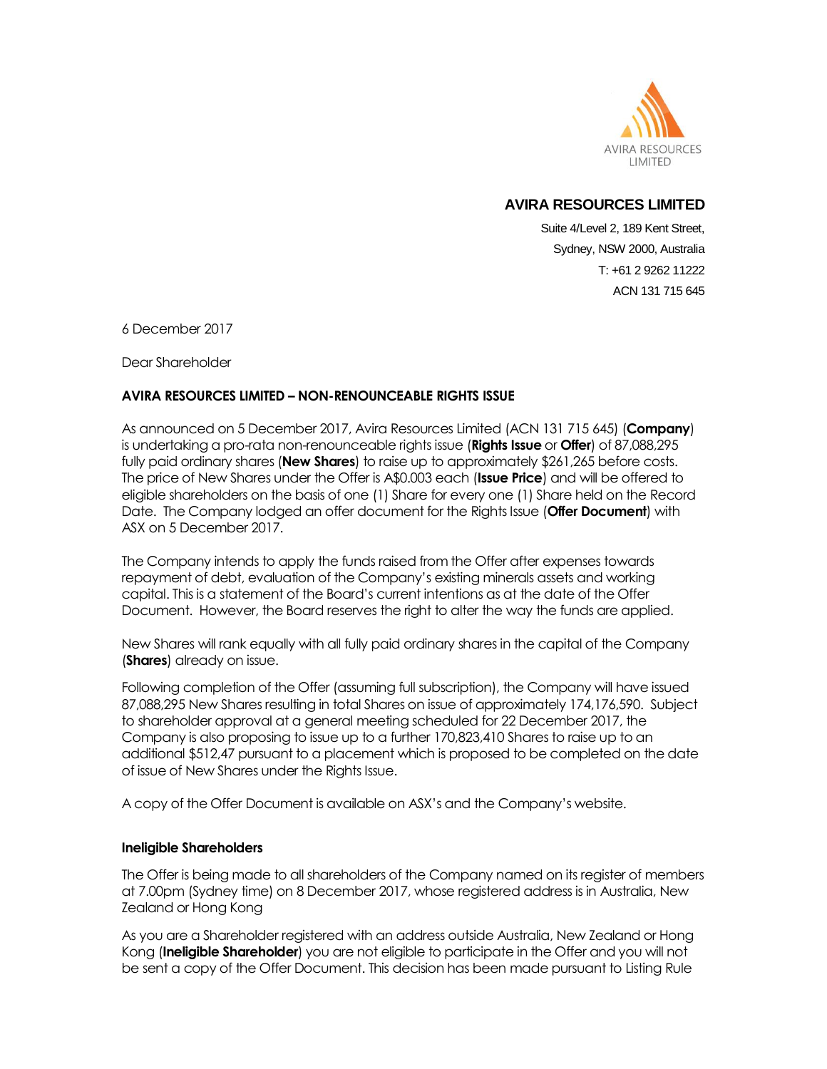AVIRA RESOURCES LIMITED

## AVIRA RESOURCES LIMITED

Suite 4/Level 2, 189 Kent Street,
Sydney, NSW 2000, Australia
T: +61 2 9262 11222
ACN 131 715 645

6 December 2017

Dear Shareholder

### AVIRA RESOURCES LIMITED – NON-RENOUNCEABLE RIGHTS ISSUE

As announced on 5 December 2017, Avira Resources Limited (ACN 131 715 645) (**Company**) is undertaking a pro-rata non-renounceable rights issue (**Rights Issue** or **Offer**) of 87,088,295 fully paid ordinary shares (**New Shares**) to raise up to approximately $261,265 before costs. The price of New Shares under the Offer is A$0.003 each (**Issue Price**) and will be offered to eligible shareholders on the basis of one (1) Share for every one (1) Share held on the Record Date. The Company lodged an offer document for the Rights Issue (**Offer Document**) with ASX on 5 December 2017.

The Company intends to apply the funds raised from the Offer after expenses towards repayment of debt, evaluation of the Company's existing minerals assets and working capital. This is a statement of the Board's current intentions as at the date of the Offer Document. However, the Board reserves the right to alter the way the funds are applied.

New Shares will rank equally with all fully paid ordinary shares in the capital of the Company (**Shares**) already on issue.

Following completion of the Offer (assuming full subscription), the Company will have issued 87,088,295 New Shares resulting in total Shares on issue of approximately 174,176,590. Subject to shareholder approval at a general meeting scheduled for 22 December 2017, the Company is also proposing to issue up to a further 170,823,410 Shares to raise up to an additional $512,47 pursuant to a placement which is proposed to be completed on the date of issue of New Shares under the Rights Issue.

A copy of the Offer Document is available on ASX's and the Company's website.

### Ineligible Shareholders

The Offer is being made to all shareholders of the Company named on its register of members at 7.00pm (Sydney time) on 8 December 2017, whose registered address is in Australia, New Zealand or Hong Kong

As you are a Shareholder registered with an address outside Australia, New Zealand or Hong Kong (**Ineligible Shareholder**) you are not eligible to participate in the Offer and you will not be sent a copy of the Offer Document. This decision has been made pursuant to Listing Rule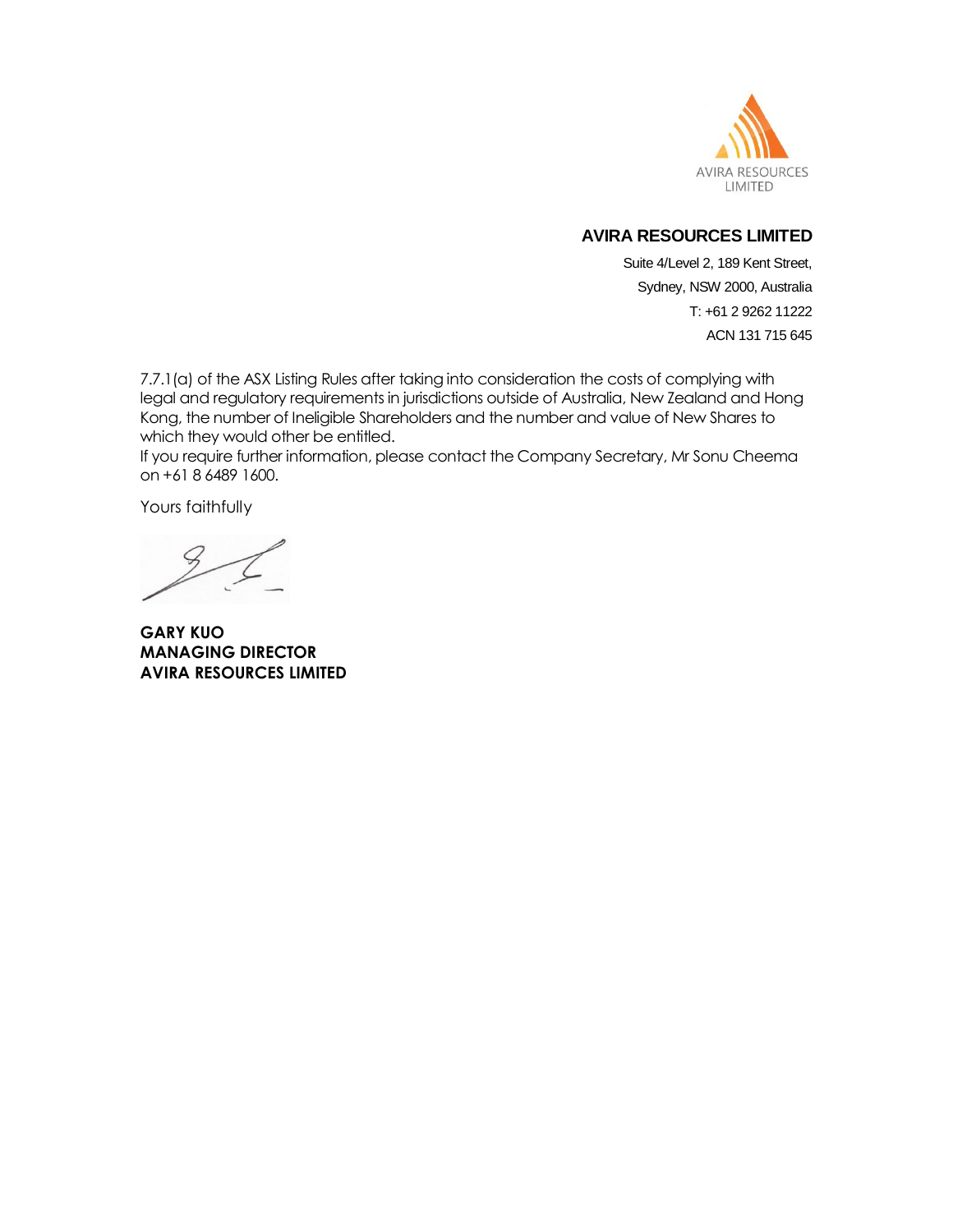**AVIRA RESOURCES LIMITED**

Suite 4/Level 2, 189 Kent Street,
Sydney, NSW 2000, Australia
T: +61 2 9262 11222
ACN 131 715 645

7.7.1(a) of the ASX Listing Rules after taking into consideration the costs of complying with legal and regulatory requirements in jurisdictions outside of Australia, New Zealand and Hong Kong, the number of Ineligible Shareholders and the number and value of New Shares to which they would other be entitled.

If you require further information, please contact the Company Secretary, Mr Sonu Cheema on +61 8 6489 1600.

Yours faithfully

**GARY KUO**
**MANAGING DIRECTOR**
**AVIRA RESOURCES LIMITED**